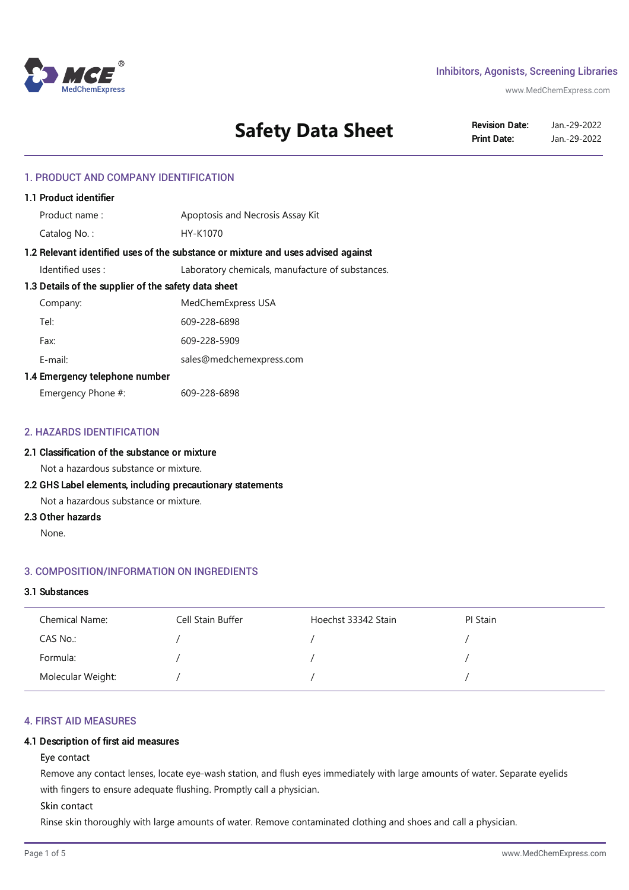Inhibitors, Agonists, Screening Libraries

www.MedChemExpress.com

# Safety Data Sheet

**Revision Date:** Jan.-29-2022
**Print Date:** Jan.-29-2022

## 1. PRODUCT AND COMPANY IDENTIFICATION

### 1.1 Product identifier

| | |
|---|---|
| Product name : | Apoptosis and Necrosis Assay Kit |
| Catalog No. : | HY-K1070 |

### 1.2 Relevant identified uses of the substance or mixture and uses advised against

| | |
|---|---|
| Identified uses : | Laboratory chemicals, manufacture of substances. |

### 1.3 Details of the supplier of the safety data sheet

| | |
|---|---|
| Company: | MedChemExpress USA |
| Tel: | 609-228-6898 |
| Fax: | 609-228-5909 |
| E-mail: | sales@medchemexpress.com |

### 1.4 Emergency telephone number

| | |
|---|---|
| Emergency Phone #: | 609-228-6898 |

## 2. HAZARDS IDENTIFICATION

### 2.1 Classification of the substance or mixture

Not a hazardous substance or mixture.

### 2.2 GHS Label elements, including precautionary statements

Not a hazardous substance or mixture.

### 2.3 Other hazards

None.

## 3. COMPOSITION/INFORMATION ON INGREDIENTS

### 3.1 Substances

| Chemical Name: | Cell Stain Buffer | Hoechst 33342 Stain | PI Stain |
|---|---|---|---|
| CAS No.: | / | / | / |
| Formula: | / | / | / |
| Molecular Weight: | / | / | / |

## 4. FIRST AID MEASURES

### 4.1 Description of first aid measures

Eye contact

Remove any contact lenses, locate eye-wash station, and flush eyes immediately with large amounts of water. Separate eyelids with fingers to ensure adequate flushing. Promptly call a physician.

Skin contact

Rinse skin thoroughly with large amounts of water. Remove contaminated clothing and shoes and call a physician.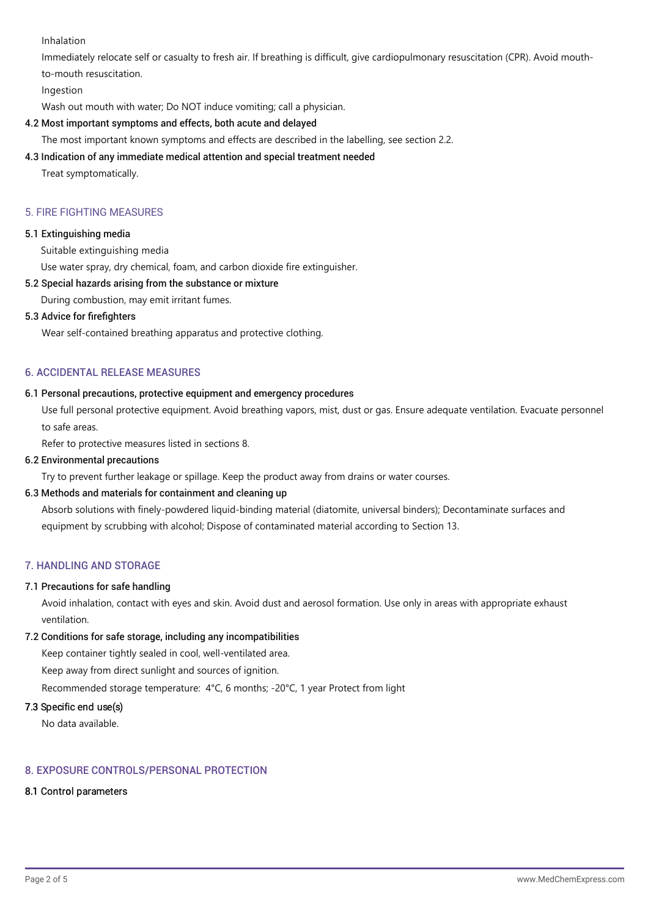Inhalation

Immediately relocate self or casualty to fresh air. If breathing is difficult, give cardiopulmonary resuscitation (CPR). Avoid mouth-to-mouth resuscitation.

Ingestion

Wash out mouth with water; Do NOT induce vomiting; call a physician.

**4.2 Most important symptoms and effects, both acute and delayed**

The most important known symptoms and effects are described in the labelling, see section 2.2.

**4.3 Indication of any immediate medical attention and special treatment needed**

Treat symptomatically.

## 5. FIRE FIGHTING MEASURES

**5.1 Extinguishing media**

Suitable extinguishing media

Use water spray, dry chemical, foam, and carbon dioxide fire extinguisher.

**5.2 Special hazards arising from the substance or mixture**

During combustion, may emit irritant fumes.

**5.3 Advice for firefighters**

Wear self-contained breathing apparatus and protective clothing.

## 6. ACCIDENTAL RELEASE MEASURES

**6.1 Personal precautions, protective equipment and emergency procedures**

Use full personal protective equipment. Avoid breathing vapors, mist, dust or gas. Ensure adequate ventilation. Evacuate personnel to safe areas.

Refer to protective measures listed in sections 8.

**6.2 Environmental precautions**

Try to prevent further leakage or spillage. Keep the product away from drains or water courses.

**6.3 Methods and materials for containment and cleaning up**

Absorb solutions with finely-powdered liquid-binding material (diatomite, universal binders); Decontaminate surfaces and equipment by scrubbing with alcohol; Dispose of contaminated material according to Section 13.

## 7. HANDLING AND STORAGE

**7.1 Precautions for safe handling**

Avoid inhalation, contact with eyes and skin. Avoid dust and aerosol formation. Use only in areas with appropriate exhaust ventilation.

**7.2 Conditions for safe storage, including any incompatibilities**

Keep container tightly sealed in cool, well-ventilated area.

Keep away from direct sunlight and sources of ignition.

Recommended storage temperature: 4°C, 6 months; -20°C, 1 year Protect from light

**7.3 Specific end use(s)**

No data available.

## 8. EXPOSURE CONTROLS/PERSONAL PROTECTION

**8.1 Control parameters**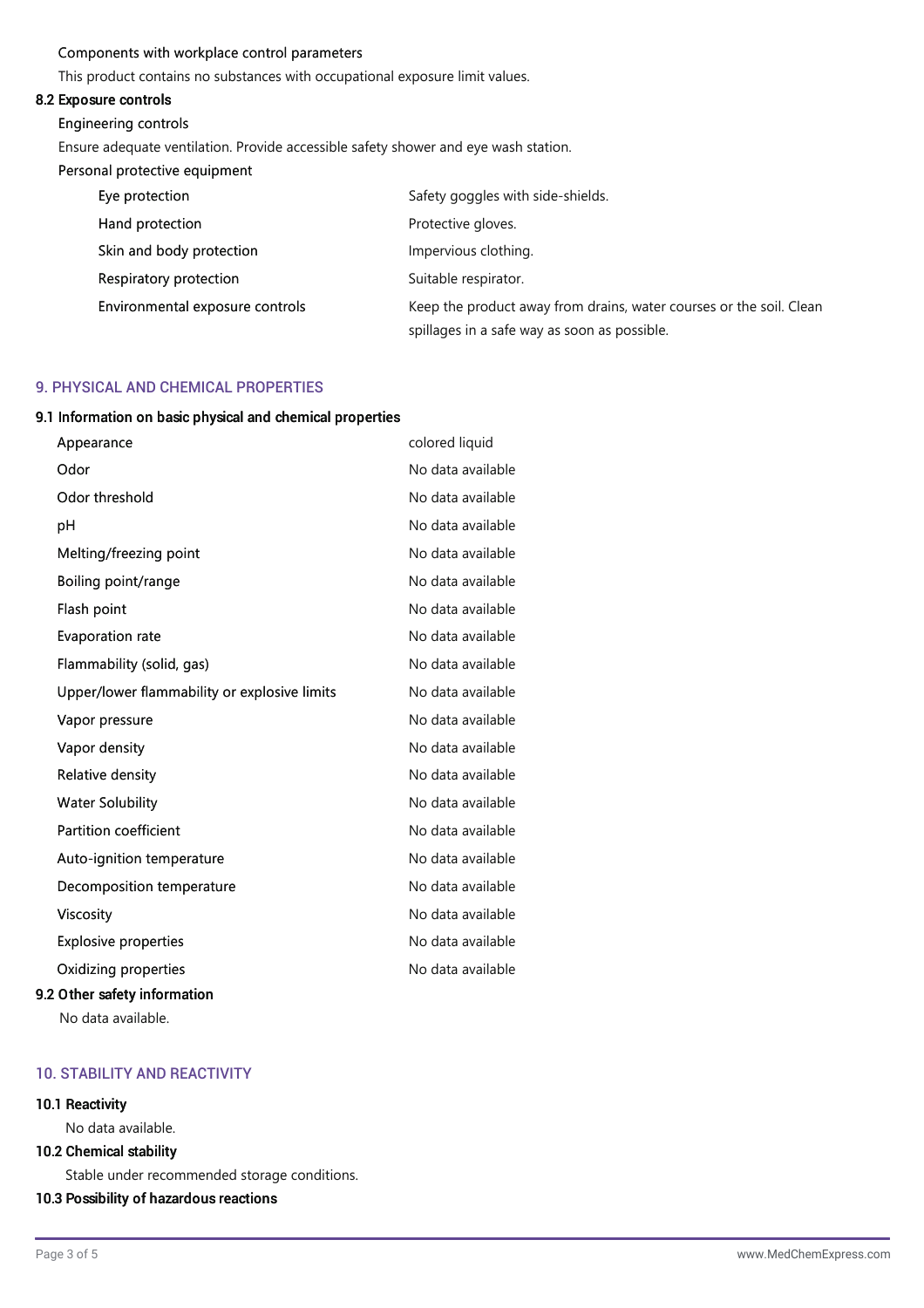Components with workplace control parameters

This product contains no substances with occupational exposure limit values.

### 8.2 Exposure controls

Engineering controls

Ensure adequate ventilation. Provide accessible safety shower and eye wash station.

Personal protective equipment

| | |
|---|---|
| Eye protection | Safety goggles with side-shields. |
| Hand protection | Protective gloves. |
| Skin and body protection | Impervious clothing. |
| Respiratory protection | Suitable respirator. |
| Environmental exposure controls | Keep the product away from drains, water courses or the soil. Clean spillages in a safe way as soon as possible. |

## 9. PHYSICAL AND CHEMICAL PROPERTIES

### 9.1 Information on basic physical and chemical properties

| | |
|---|---|
| Appearance | colored liquid |
| Odor | No data available |
| Odor threshold | No data available |
| pH | No data available |
| Melting/freezing point | No data available |
| Boiling point/range | No data available |
| Flash point | No data available |
| Evaporation rate | No data available |
| Flammability (solid, gas) | No data available |
| Upper/lower flammability or explosive limits | No data available |
| Vapor pressure | No data available |
| Vapor density | No data available |
| Relative density | No data available |
| Water Solubility | No data available |
| Partition coefficient | No data available |
| Auto-ignition temperature | No data available |
| Decomposition temperature | No data available |
| Viscosity | No data available |
| Explosive properties | No data available |
| Oxidizing properties | No data available |

### 9.2 Other safety information

No data available.

## 10. STABILITY AND REACTIVITY

### 10.1 Reactivity

No data available.

### 10.2 Chemical stability

Stable under recommended storage conditions.

### 10.3 Possibility of hazardous reactions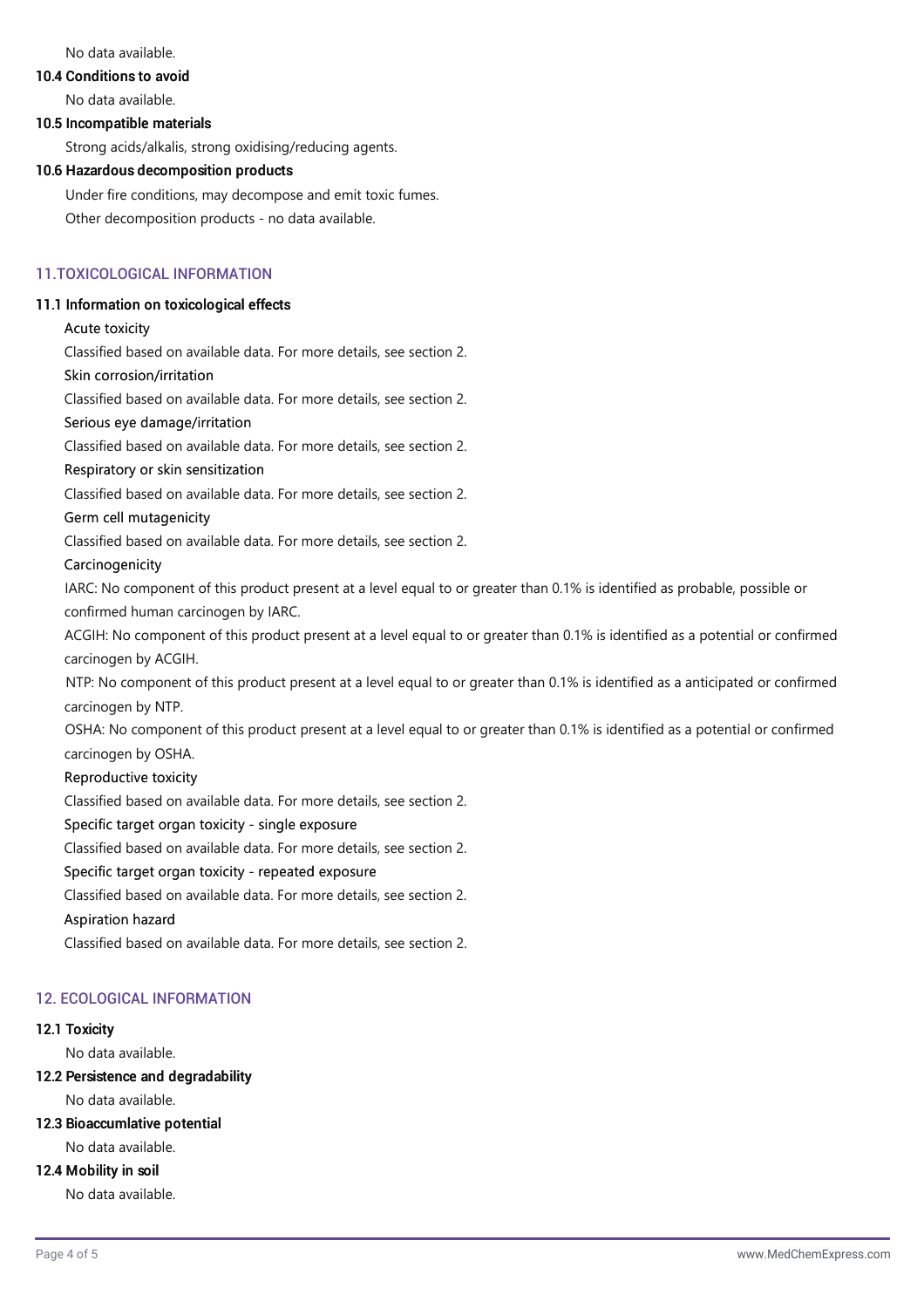No data available.

**10.4 Conditions to avoid**

No data available.

**10.5 Incompatible materials**

Strong acids/alkalis, strong oxidising/reducing agents.

**10.6 Hazardous decomposition products**

Under fire conditions, may decompose and emit toxic fumes.

Other decomposition products - no data available.

## 11.TOXICOLOGICAL INFORMATION

**11.1 Information on toxicological effects**

Acute toxicity

Classified based on available data. For more details, see section 2.

Skin corrosion/irritation

Classified based on available data. For more details, see section 2.

Serious eye damage/irritation

Classified based on available data. For more details, see section 2.

Respiratory or skin sensitization

Classified based on available data. For more details, see section 2.

Germ cell mutagenicity

Classified based on available data. For more details, see section 2.

Carcinogenicity

IARC: No component of this product present at a level equal to or greater than 0.1% is identified as probable, possible or confirmed human carcinogen by IARC.

ACGIH: No component of this product present at a level equal to or greater than 0.1% is identified as a potential or confirmed carcinogen by ACGIH.

NTP: No component of this product present at a level equal to or greater than 0.1% is identified as a anticipated or confirmed carcinogen by NTP.

OSHA: No component of this product present at a level equal to or greater than 0.1% is identified as a potential or confirmed carcinogen by OSHA.

Reproductive toxicity

Classified based on available data. For more details, see section 2.

Specific target organ toxicity - single exposure

Classified based on available data. For more details, see section 2.

Specific target organ toxicity - repeated exposure

Classified based on available data. For more details, see section 2.

Aspiration hazard

Classified based on available data. For more details, see section 2.

## 12. ECOLOGICAL INFORMATION

**12.1 Toxicity**

No data available.

**12.2 Persistence and degradability**

No data available.

**12.3 Bioaccumlative potential**

No data available.

**12.4 Mobility in soil**

No data available.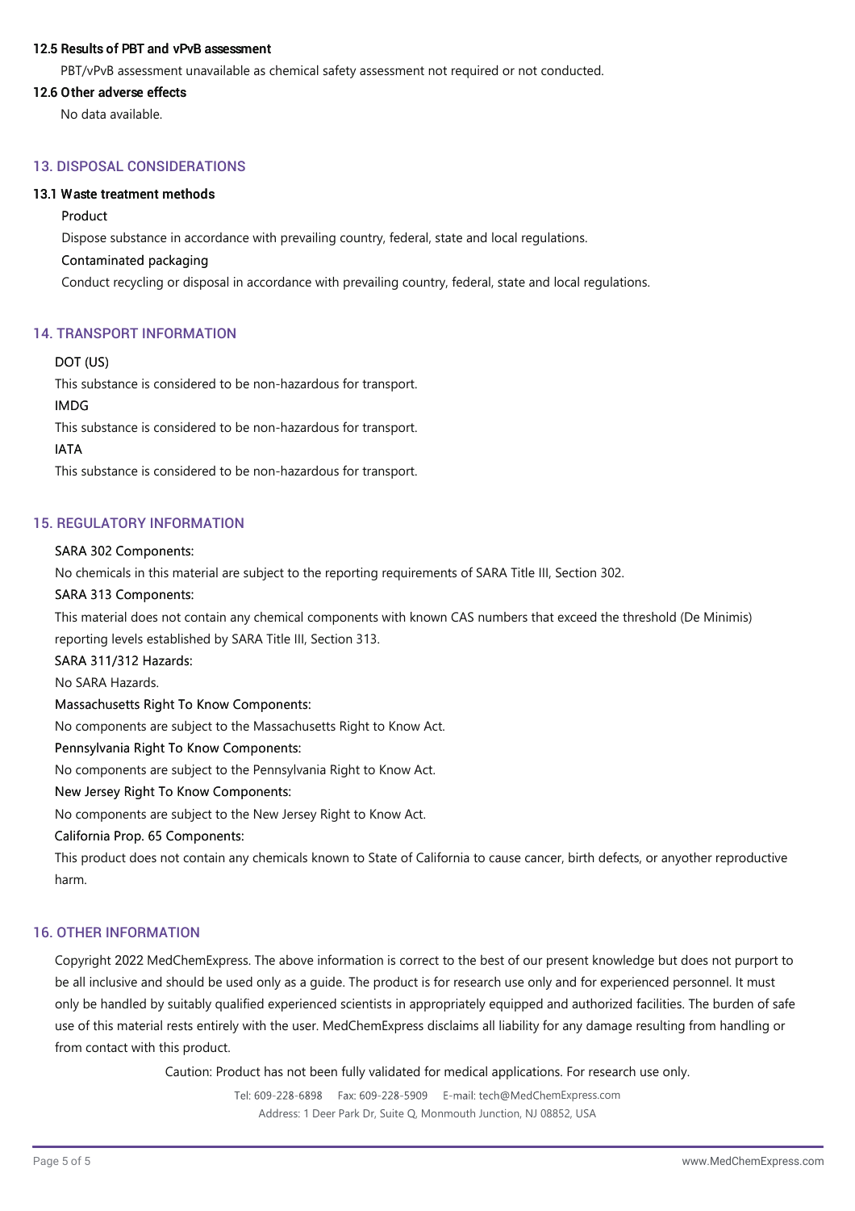### 12.5 Results of PBT and vPvB assessment

PBT/vPvB assessment unavailable as chemical safety assessment not required or not conducted.

### 12.6 Other adverse effects

No data available.

## 13. DISPOSAL CONSIDERATIONS

### 13.1 Waste treatment methods

Product

Dispose substance in accordance with prevailing country, federal, state and local regulations.

Contaminated packaging

Conduct recycling or disposal in accordance with prevailing country, federal, state and local regulations.

## 14. TRANSPORT INFORMATION

DOT (US)

This substance is considered to be non-hazardous for transport.

IMDG

This substance is considered to be non-hazardous for transport.

IATA

This substance is considered to be non-hazardous for transport.

## 15. REGULATORY INFORMATION

SARA 302 Components:

No chemicals in this material are subject to the reporting requirements of SARA Title III, Section 302.

SARA 313 Components:

This material does not contain any chemical components with known CAS numbers that exceed the threshold (De Minimis) reporting levels established by SARA Title III, Section 313.

SARA 311/312 Hazards:

No SARA Hazards.

Massachusetts Right To Know Components:

No components are subject to the Massachusetts Right to Know Act.

Pennsylvania Right To Know Components:

No components are subject to the Pennsylvania Right to Know Act.

New Jersey Right To Know Components:

No components are subject to the New Jersey Right to Know Act.

California Prop. 65 Components:

This product does not contain any chemicals known to State of California to cause cancer, birth defects, or anyother reproductive harm.

## 16. OTHER INFORMATION

Copyright 2022 MedChemExpress. The above information is correct to the best of our present knowledge but does not purport to be all inclusive and should be used only as a guide. The product is for research use only and for experienced personnel. It must only be handled by suitably qualified experienced scientists in appropriately equipped and authorized facilities. The burden of safe use of this material rests entirely with the user. MedChemExpress disclaims all liability for any damage resulting from handling or from contact with this product.

Caution: Product has not been fully validated for medical applications. For research use only.

Tel: 609-228-6898 Fax: 609-228-5909 E-mail: tech@MedChemExpress.com

Address: 1 Deer Park Dr, Suite Q, Monmouth Junction, NJ 08852, USA